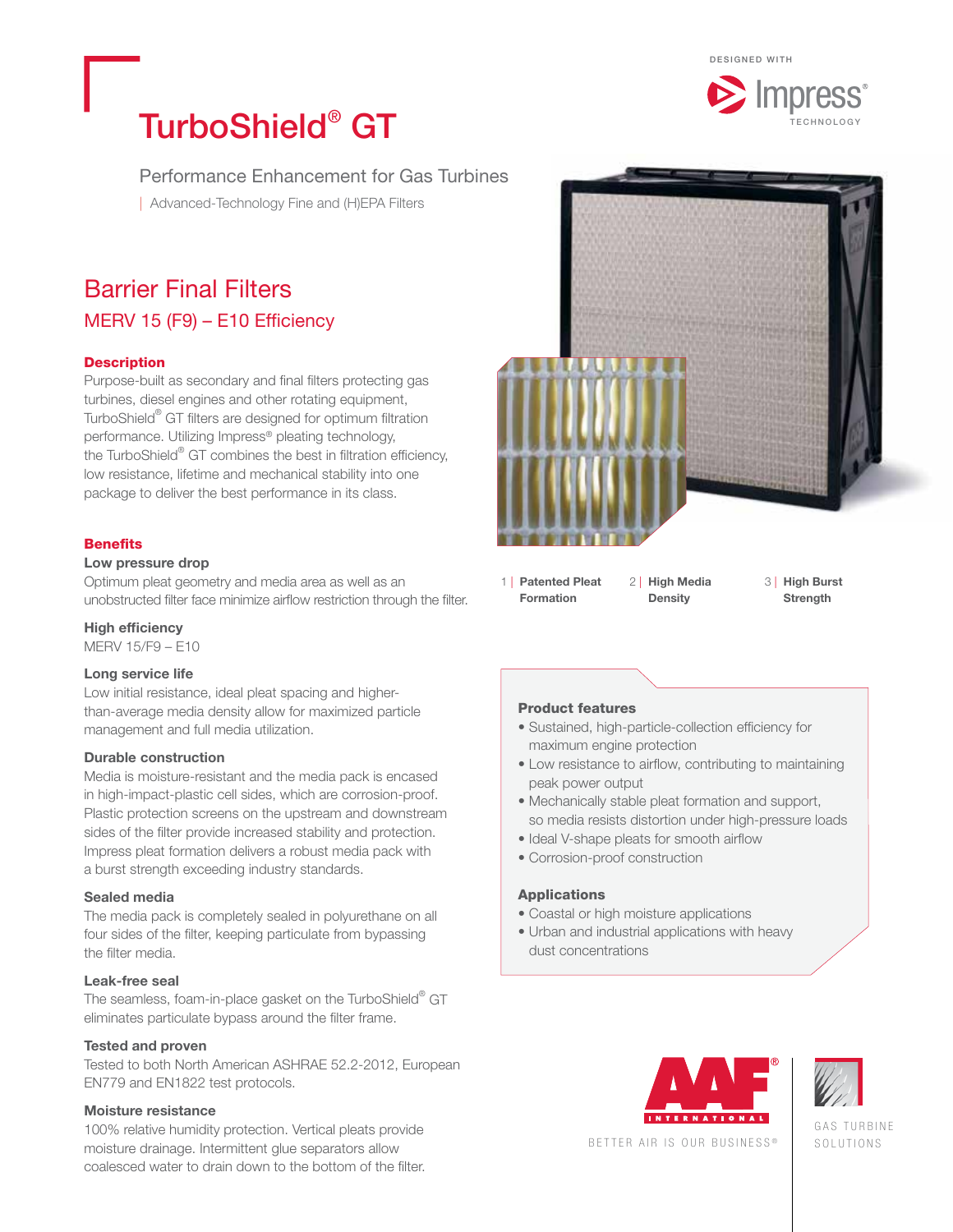DESIGNED WITH Impress® TECHNOLOGY

# TurboShield® GT

Performance Enhancement for Gas Turbines

| Advanced-Technology Fine and (H)EPA Filters

## Barrier Final Filters

### MERV 15 (F9) – E10 Efficiency

**Description**

Purpose-built as secondary and final filters protecting gas turbines, diesel engines and other rotating equipment, TurboShield® GT filters are designed for optimum filtration performance. Utilizing Impress® pleating technology, the TurboShield® GT combines the best in filtration efficiency, low resistance, lifetime and mechanical stability into one package to deliver the best performance in its class.

**Benefits**

**Low pressure drop**

Optimum pleat geometry and media area as well as an unobstructed filter face minimize airflow restriction through the filter.

**High efficiency**

MERV 15/F9 – E10

**Long service life**

Low initial resistance, ideal pleat spacing and higher-than-average media density allow for maximized particle management and full media utilization.

**Durable construction**

Media is moisture-resistant and the media pack is encased in high-impact-plastic cell sides, which are corrosion-proof. Plastic protection screens on the upstream and downstream sides of the filter provide increased stability and protection. Impress pleat formation delivers a robust media pack with a burst strength exceeding industry standards.

**Sealed media**

The media pack is completely sealed in polyurethane on all four sides of the filter, keeping particulate from bypassing the filter media.

**Leak-free seal**

The seamless, foam-in-place gasket on the TurboShield® GT eliminates particulate bypass around the filter frame.

**Tested and proven**

Tested to both North American ASHRAE 52.2-2012, European EN779 and EN1822 test protocols.

**Moisture resistance**

100% relative humidity protection. Vertical pleats provide moisture drainage. Intermittent glue separators allow coalesced water to drain down to the bottom of the filter.

1 | **Patented Pleat Formation**   2 | **High Media Density**   3 | **High Burst Strength**

**Product features**

- Sustained, high-particle-collection efficiency for maximum engine protection
- Low resistance to airflow, contributing to maintaining peak power output
- Mechanically stable pleat formation and support, so media resists distortion under high-pressure loads
- Ideal V-shape pleats for smooth airflow
- Corrosion-proof construction

**Applications**

- Coastal or high moisture applications
- Urban and industrial applications with heavy dust concentrations

AAF INTERNATIONAL® BETTER AIR IS OUR BUSINESS®

GAS TURBINE SOLUTIONS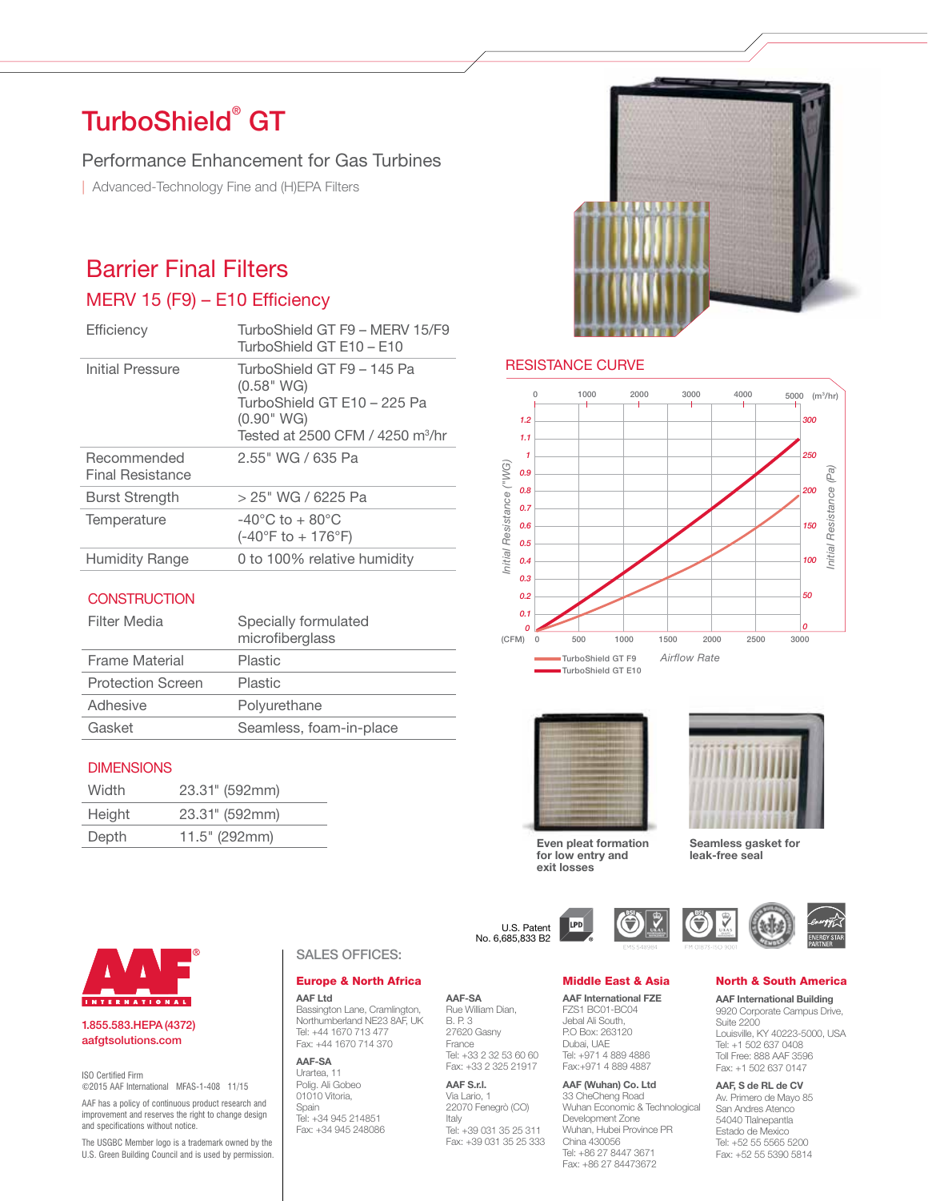# TurboShield® GT

## Performance Enhancement for Gas Turbines

| Advanced-Technology Fine and (H)EPA Filters

## Barrier Final Filters

### MERV 15 (F9) – E10 Efficiency

| | |
|---|---|
| Efficiency | TurboShield GT F9 – MERV 15/F9<br>TurboShield GT E10 – E10 |
| Initial Pressure | TurboShield GT F9 – 145 Pa (0.58" WG)<br>TurboShield GT E10 – 225 Pa (0.90" WG)<br>Tested at 2500 CFM / 4250 m³/hr |
| Recommended Final Resistance | 2.55" WG / 635 Pa |
| Burst Strength | > 25" WG / 6225 Pa |
| Temperature | -40°C to + 80°C<br>(-40°F to + 176°F) |
| Humidity Range | 0 to 100% relative humidity |

### CONSTRUCTION

| | |
|---|---|
| Filter Media | Specially formulated microfiberglass |
| Frame Material | Plastic |
| Protection Screen | Plastic |
| Adhesive | Polyurethane |
| Gasket | Seamless, foam-in-place |

### DIMENSIONS

| | |
|---|---|
| Width | 23.31" (592mm) |
| Height | 23.31" (592mm) |
| Depth | 11.5" (292mm) |

### RESISTANCE CURVE

0 1000 2000 3000 4000 5000 (m³/hr)

Initial Resistance ("WG): 0 0.1 0.2 0.3 0.4 0.5 0.6 0.7 0.8 0.9 1 1.1 1.2

Initial Resistance (Pa): 0 50 100 150 200 250 300

(CFM) 0 500 1000 1500 2000 2500 3000

Airflow Rate

TurboShield GT F9

TurboShield GT E10

Even pleat formation for low entry and exit losses

Seamless gasket for leak-free seal

U.S. Patent No. 6,685,833 B2

1.855.583.HEPA (4372)
aafgtsolutions.com

ISO Certified Firm
©2015 AAF International MFAS-1-408 11/15

AAF has a policy of continuous product research and improvement and reserves the right to change design and specifications without notice.

The USGBC Member logo is a trademark owned by the U.S. Green Building Council and is used by permission.

## SALES OFFICES:

### Europe & North Africa

**AAF Ltd**
Bassington Lane, Cramlington, Northumberland NE23 8AF, UK
Tel: +44 1670 713 477
Fax: +44 1670 714 370

**AAF-SA**
Urartea, 11
Polig. Ali Gobeo
01010 Vitoria,
Spain
Tel: +34 945 214851
Fax: +34 945 248086

**AAF-SA**
Rue William Dian,
B. P. 3
27620 Gasny
France
Tel: +33 2 32 53 60 60
Fax: +33 2 325 21917

**AAF S.r.l.**
Via Lario, 1
22070 Fenegrò (CO)
Italy
Tel: +39 031 35 25 311
Fax: +39 031 35 25 333

### Middle East & Asia

**AAF International FZE**
FZS1 BC01-BC04
Jebal Ali South,
P.O Box: 263120
Dubai, UAE
Tel: +971 4 889 4886
Fax:+971 4 889 4887

**AAF (Wuhan) Co. Ltd**
33 CheCheng Road
Wuhan Economic & Technological Development Zone
Wuhan, Hubei Province PR
China 430056
Tel: +86 27 8447 3671
Fax: +86 27 84473672

### North & South America

**AAF International Building**
9920 Corporate Campus Drive,
Suite 2200
Louisville, KY 40223-5000, USA
Tel: +1 502 637 0408
Toll Free: 888 AAF 3596
Fax: +1 502 637 0147

**AAF, S de RL de CV**
Av. Primero de Mayo 85
San Andres Atenco
54040 Tlalnepantla
Estado de Mexico
Tel: +52 55 5565 5200
Fax: +52 55 5390 5814